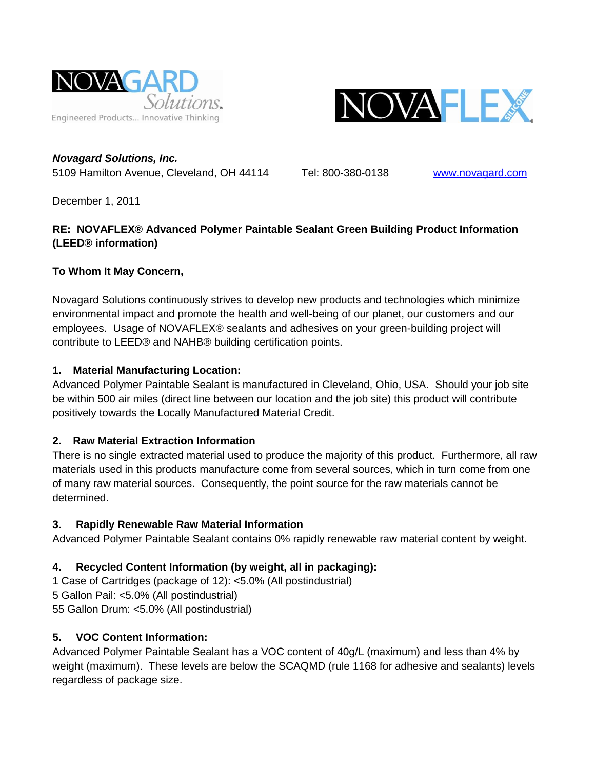NOVAGARD Solutions™
Engineered Products... Innovative Thinking

NOVAFLEX SILICONE®

***Novagard Solutions, Inc.***
5109 Hamilton Avenue, Cleveland, OH 44114 Tel: 800-380-0138 [www.novagard.com](http://www.novagard.com)

December 1, 2011

**RE: NOVAFLEX® Advanced Polymer Paintable Sealant Green Building Product Information (LEED® information)**

**To Whom It May Concern,**

Novagard Solutions continuously strives to develop new products and technologies which minimize environmental impact and promote the health and well-being of our planet, our customers and our employees. Usage of NOVAFLEX® sealants and adhesives on your green-building project will contribute to LEED® and NAHB® building certification points.

**1. Material Manufacturing Location:**
Advanced Polymer Paintable Sealant is manufactured in Cleveland, Ohio, USA. Should your job site be within 500 air miles (direct line between our location and the job site) this product will contribute positively towards the Locally Manufactured Material Credit.

**2. Raw Material Extraction Information**
There is no single extracted material used to produce the majority of this product. Furthermore, all raw materials used in this products manufacture come from several sources, which in turn come from one of many raw material sources. Consequently, the point source for the raw materials cannot be determined.

**3. Rapidly Renewable Raw Material Information**
Advanced Polymer Paintable Sealant contains 0% rapidly renewable raw material content by weight.

**4. Recycled Content Information (by weight, all in packaging):**
1 Case of Cartridges (package of 12): <5.0% (All postindustrial)
5 Gallon Pail: <5.0% (All postindustrial)
55 Gallon Drum: <5.0% (All postindustrial)

**5. VOC Content Information:**
Advanced Polymer Paintable Sealant has a VOC content of 40g/L (maximum) and less than 4% by weight (maximum). These levels are below the SCAQMD (rule 1168 for adhesive and sealants) levels regardless of package size.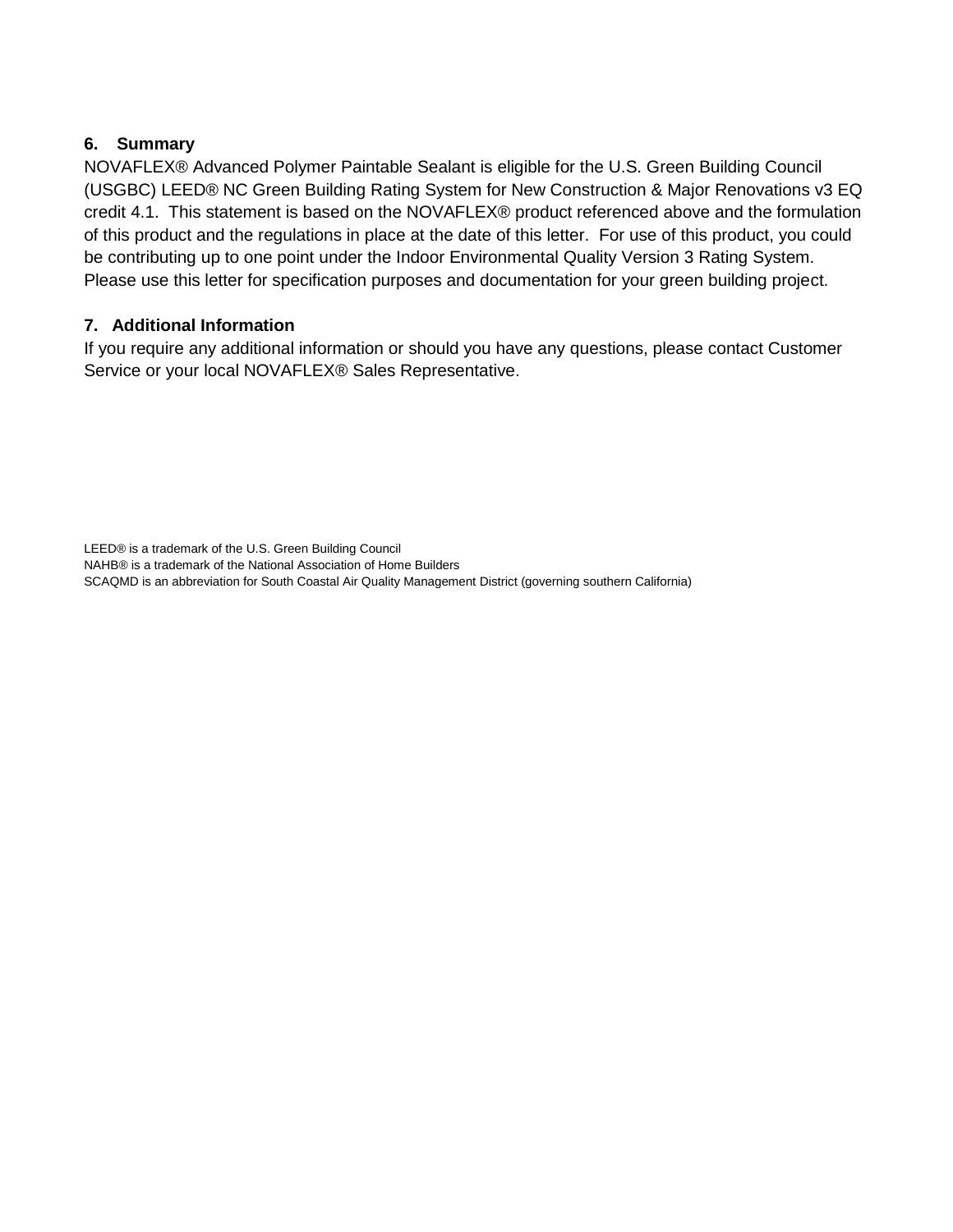### 6. Summary

NOVAFLEX® Advanced Polymer Paintable Sealant is eligible for the U.S. Green Building Council (USGBC) LEED® NC Green Building Rating System for New Construction & Major Renovations v3 EQ credit 4.1. This statement is based on the NOVAFLEX® product referenced above and the formulation of this product and the regulations in place at the date of this letter. For use of this product, you could be contributing up to one point under the Indoor Environmental Quality Version 3 Rating System. Please use this letter for specification purposes and documentation for your green building project.

### 7. Additional Information

If you require any additional information or should you have any questions, please contact Customer Service or your local NOVAFLEX® Sales Representative.

LEED® is a trademark of the U.S. Green Building Council
NAHB® is a trademark of the National Association of Home Builders
SCAQMD is an abbreviation for South Coastal Air Quality Management District (governing southern California)